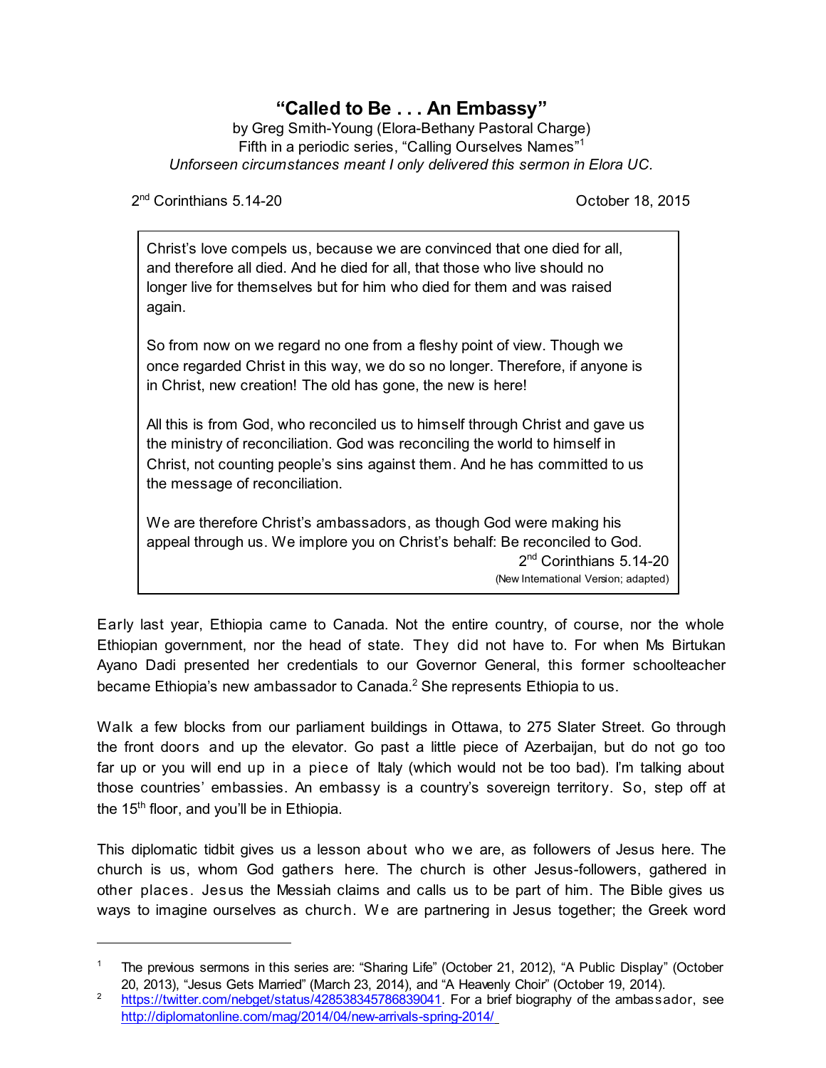# "Called to Be . . . An Embassy"

by Greg Smith-Young (Elora-Bethany Pastoral Charge)
Fifth in a periodic series, "Calling Ourselves Names"[1]
*Unforseen circumstances meant I only delivered this sermon in Elora UC.*

2nd Corinthians 5.14-20 — October 18, 2015

> Christ's love compels us, because we are convinced that one died for all, and therefore all died. And he died for all, that those who live should no longer live for themselves but for him who died for them and was raised again.
>
> So from now on we regard no one from a fleshy point of view. Though we once regarded Christ in this way, we do so no longer. Therefore, if anyone is in Christ, new creation! The old has gone, the new is here!
>
> All this is from God, who reconciled us to himself through Christ and gave us the ministry of reconciliation. God was reconciling the world to himself in Christ, not counting people's sins against them. And he has committed to us the message of reconciliation.
>
> We are therefore Christ's ambassadors, as though God were making his appeal through us. We implore you on Christ's behalf: Be reconciled to God.
>
> 2nd Corinthians 5.14-20
> (New International Version; adapted)

Early last year, Ethiopia came to Canada. Not the entire country, of course, nor the whole Ethiopian government, nor the head of state. They did not have to. For when Ms Birtukan Ayano Dadi presented her credentials to our Governor General, this former schoolteacher became Ethiopia's new ambassador to Canada.[2] She represents Ethiopia to us.

Walk a few blocks from our parliament buildings in Ottawa, to 275 Slater Street. Go through the front doors and up the elevator. Go past a little piece of Azerbaijan, but do not go too far up or you will end up in a piece of Italy (which would not be too bad). I'm talking about those countries' embassies. An embassy is a country's sovereign territory. So, step off at the 15th floor, and you'll be in Ethiopia.

This diplomatic tidbit gives us a lesson about who we are, as followers of Jesus here. The church is us, whom God gathers here. The church is other Jesus-followers, gathered in other places. Jesus the Messiah claims and calls us to be part of him. The Bible gives us ways to imagine ourselves as church. We are partnering in Jesus together; the Greek word

---

[1] The previous sermons in this series are: "Sharing Life" (October 21, 2012), "A Public Display" (October 20, 2013), "Jesus Gets Married" (March 23, 2014), and "A Heavenly Choir" (October 19, 2014).

[2] https://twitter.com/nebget/status/428538345786839041. For a brief biography of the ambassador, see http://diplomatonline.com/mag/2014/04/new-arrivals-spring-2014/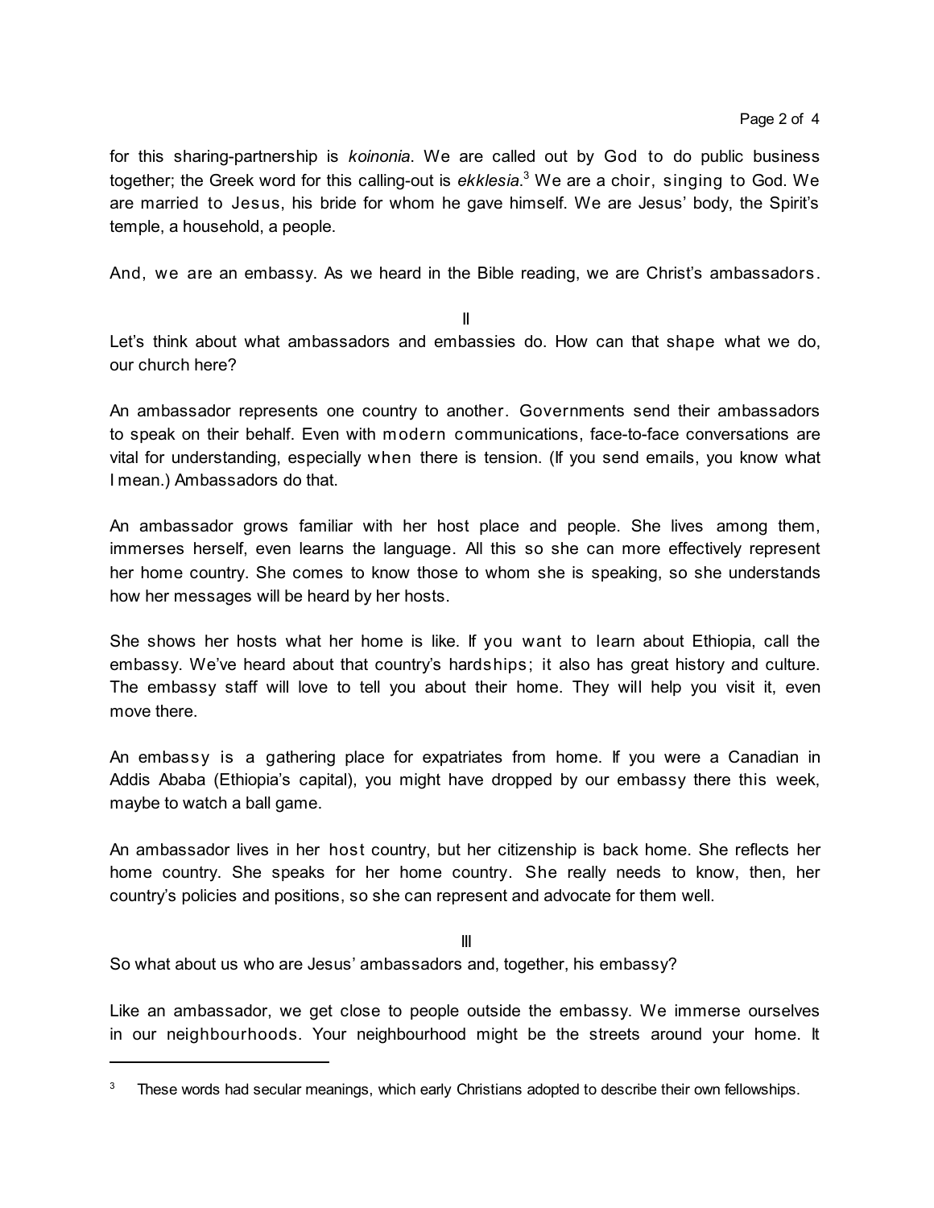for this sharing-partnership is *koinonia*. We are called out by God to do public business together; the Greek word for this calling-out is *ekklesia*.[3] We are a choir, singing to God. We are married to Jesus, his bride for whom he gave himself. We are Jesus' body, the Spirit's temple, a household, a people.

And, we are an embassy. As we heard in the Bible reading, we are Christ's ambassadors.

## II

Let's think about what ambassadors and embassies do. How can that shape what we do, our church here?

An ambassador represents one country to another. Governments send their ambassadors to speak on their behalf. Even with modern communications, face-to-face conversations are vital for understanding, especially when there is tension. (If you send emails, you know what I mean.) Ambassadors do that.

An ambassador grows familiar with her host place and people. She lives among them, immerses herself, even learns the language. All this so she can more effectively represent her home country. She comes to know those to whom she is speaking, so she understands how her messages will be heard by her hosts.

She shows her hosts what her home is like. If you want to learn about Ethiopia, call the embassy. We've heard about that country's hardships; it also has great history and culture. The embassy staff will love to tell you about their home. They will help you visit it, even move there.

An embassy is a gathering place for expatriates from home. If you were a Canadian in Addis Ababa (Ethiopia's capital), you might have dropped by our embassy there this week, maybe to watch a ball game.

An ambassador lives in her host country, but her citizenship is back home. She reflects her home country. She speaks for her home country. She really needs to know, then, her country's policies and positions, so she can represent and advocate for them well.

## III

So what about us who are Jesus' ambassadors and, together, his embassy?

Like an ambassador, we get close to people outside the embassy. We immerse ourselves in our neighbourhoods. Your neighbourhood might be the streets around your home. It

---

[3] These words had secular meanings, which early Christians adopted to describe their own fellowships.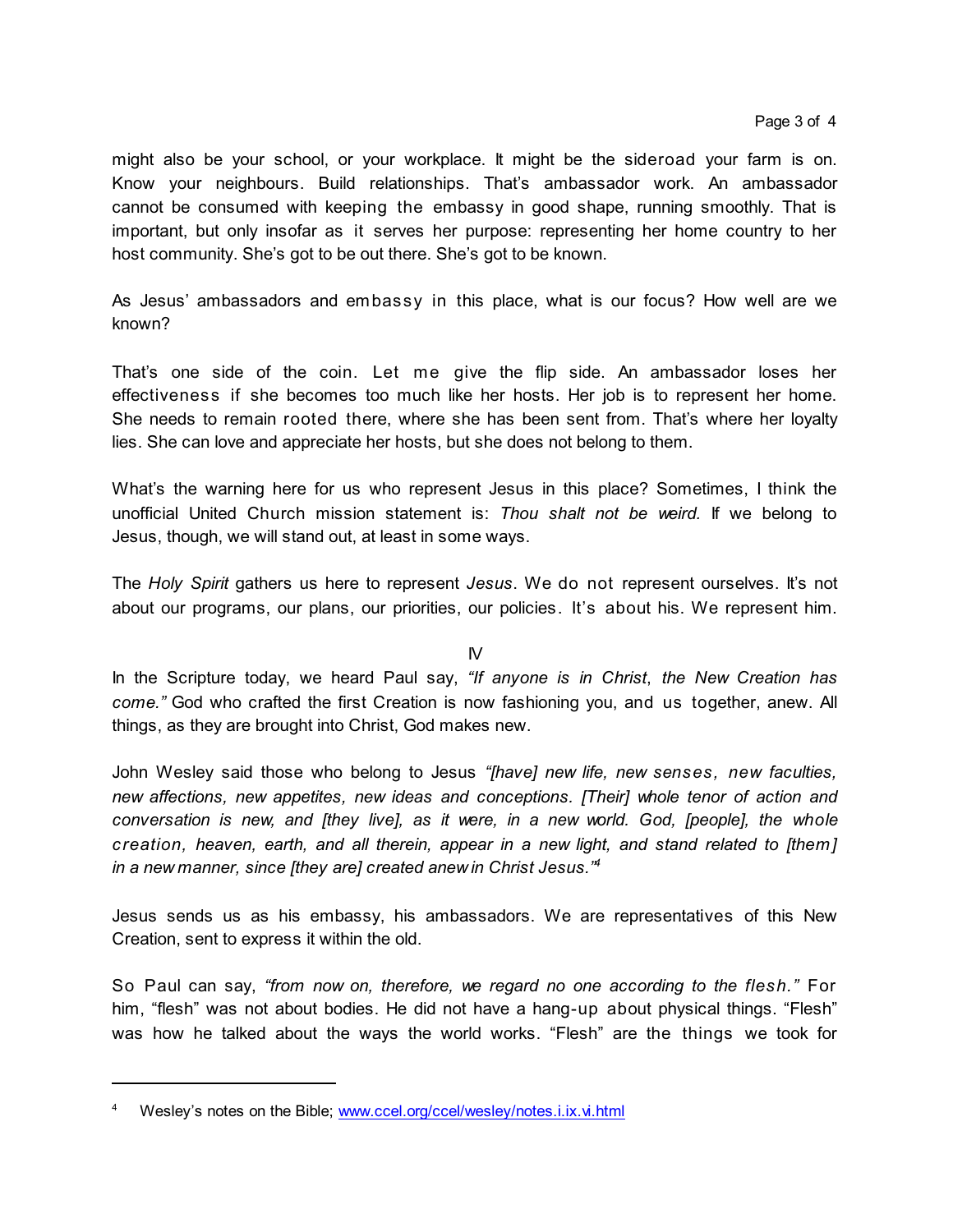might also be your school, or your workplace. It might be the sideroad your farm is on. Know your neighbours. Build relationships. That's ambassador work. An ambassador cannot be consumed with keeping the embassy in good shape, running smoothly. That is important, but only insofar as it serves her purpose: representing her home country to her host community. She's got to be out there. She's got to be known.

As Jesus' ambassadors and embassy in this place, what is our focus? How well are we known?

That's one side of the coin. Let me give the flip side. An ambassador loses her effectiveness if she becomes too much like her hosts. Her job is to represent her home. She needs to remain rooted there, where she has been sent from. That's where her loyalty lies. She can love and appreciate her hosts, but she does not belong to them.

What's the warning here for us who represent Jesus in this place? Sometimes, I think the unofficial United Church mission statement is: *Thou shalt not be weird.* If we belong to Jesus, though, we will stand out, at least in some ways.

The *Holy Spirit* gathers us here to represent *Jesus*. We do not represent ourselves. It's not about our programs, our plans, our priorities, our policies. It's about his. We represent him.

IV

In the Scripture today, we heard Paul say, *"If anyone is in Christ, the New Creation has come."* God who crafted the first Creation is now fashioning you, and us together, anew. All things, as they are brought into Christ, God makes new.

John Wesley said those who belong to Jesus *"[have] new life, new senses, new faculties, new affections, new appetites, new ideas and conceptions. [Their] whole tenor of action and conversation is new, and [they live], as it were, in a new world. God, [people], the whole creation, heaven, earth, and all therein, appear in a new light, and stand related to [them] in a new manner, since [they are] created anew in Christ Jesus."*[4]

Jesus sends us as his embassy, his ambassadors. We are representatives of this New Creation, sent to express it within the old.

So Paul can say, *"from now on, therefore, we regard no one according to the flesh."* For him, "flesh" was not about bodies. He did not have a hang-up about physical things. "Flesh" was how he talked about the ways the world works. "Flesh" are the things we took for

---

[4] Wesley's notes on the Bible; www.ccel.org/ccel/wesley/notes.i.ix.vi.html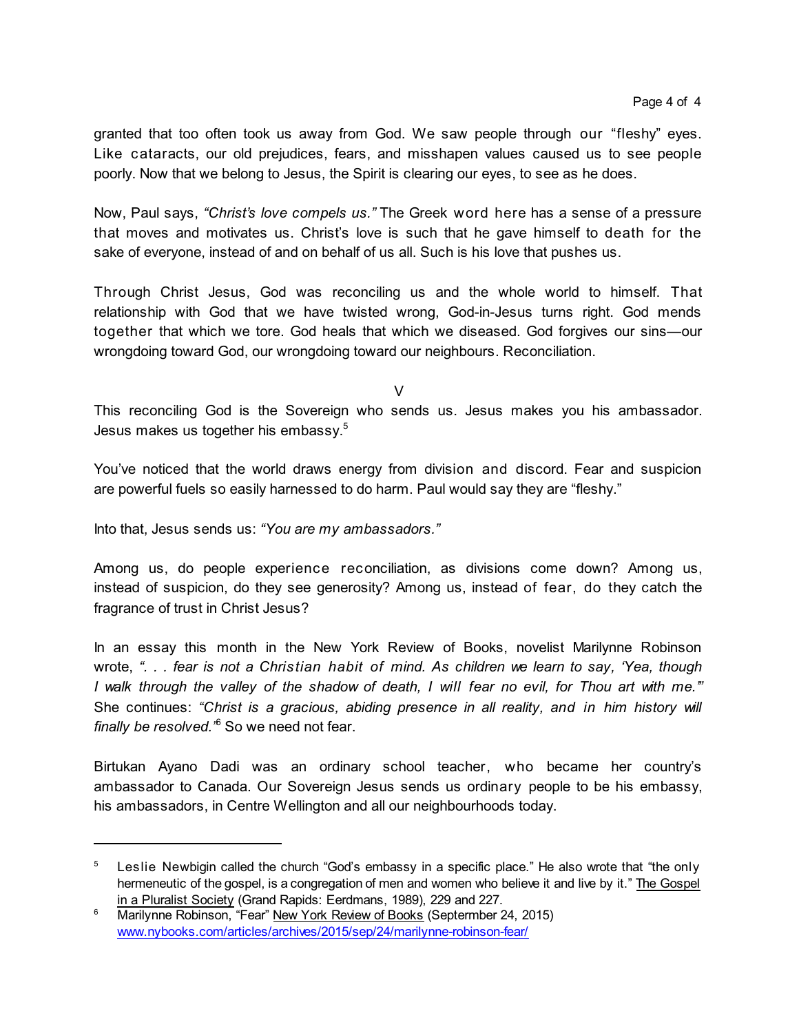granted that too often took us away from God. We saw people through our "fleshy" eyes. Like cataracts, our old prejudices, fears, and misshapen values caused us to see people poorly. Now that we belong to Jesus, the Spirit is clearing our eyes, to see as he does.

Now, Paul says, *"Christ's love compels us."* The Greek word here has a sense of a pressure that moves and motivates us. Christ's love is such that he gave himself to death for the sake of everyone, instead of and on behalf of us all. Such is his love that pushes us.

Through Christ Jesus, God was reconciling us and the whole world to himself. That relationship with God that we have twisted wrong, God-in-Jesus turns right. God mends together that which we tore. God heals that which we diseased. God forgives our sins—our wrongdoing toward God, our wrongdoing toward our neighbours. Reconciliation.

V

This reconciling God is the Sovereign who sends us. Jesus makes you his ambassador. Jesus makes us together his embassy.[5]

You've noticed that the world draws energy from division and discord. Fear and suspicion are powerful fuels so easily harnessed to do harm. Paul would say they are "fleshy."

Into that, Jesus sends us: *"You are my ambassadors."*

Among us, do people experience reconciliation, as divisions come down? Among us, instead of suspicion, do they see generosity? Among us, instead of fear, do they catch the fragrance of trust in Christ Jesus?

In an essay this month in the New York Review of Books, novelist Marilynne Robinson wrote, *". . . fear is not a Christian habit of mind. As children we learn to say, 'Yea, though I walk through the valley of the shadow of death, I will fear no evil, for Thou art with me.'"* She continues: *"Christ is a gracious, abiding presence in all reality, and in him history will finally be resolved."*[6] So we need not fear.

Birtukan Ayano Dadi was an ordinary school teacher, who became her country's ambassador to Canada. Our Sovereign Jesus sends us ordinary people to be his embassy, his ambassadors, in Centre Wellington and all our neighbourhoods today.

---

[5] Leslie Newbigin called the church "God's embassy in a specific place." He also wrote that "the only hermeneutic of the gospel, is a congregation of men and women who believe it and live by it." <u>The Gospel in a Pluralist Society</u> (Grand Rapids: Eerdmans, 1989), 229 and 227.

[6] Marilynne Robinson, "Fear" <u>New York Review of Books</u> (Septermber 24, 2015) www.nybooks.com/articles/archives/2015/sep/24/marilynne-robinson-fear/